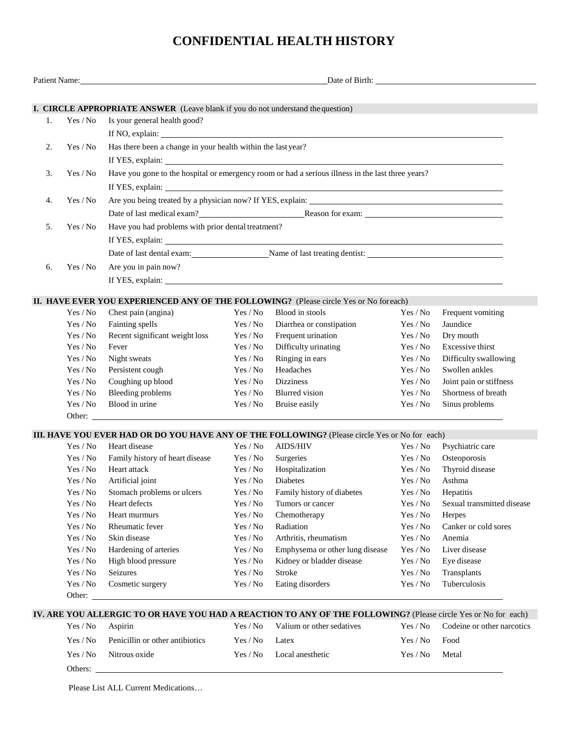# CONFIDENTIAL HEALTH HISTORY

Patient Name:______________________________ Date of Birth: ______________________

**I. CIRCLE APPROPRIATE ANSWER** (Leave blank if you do not understand the question)

1. Yes / No Is your general health good?
   If NO, explain: ______________________
2. Yes / No Has there been a change in your health within the last year?
   If YES, explain: ______________________
3. Yes / No Have you gone to the hospital or emergency room or had a serious illness in the last three years?
   If YES, explain: ______________________
4. Yes / No Are you being treated by a physician now? If YES, explain: ______________________
   Date of last medical exam?______________ Reason for exam: ______________
5. Yes / No Have you had problems with prior dental treatment?
   If YES, explain: ______________________
   Date of last dental exam:______________ Name of last treating dentist: ______________
6. Yes / No Are you in pain now?
   If YES, explain: ______________________

**II. HAVE EVER YOU EXPERIENCED ANY OF THE FOLLOWING?** (Please circle Yes or No for each)

| | | | | | |
|---|---|---|---|---|---|
| Yes / No | Chest pain (angina) | Yes / No | Blood in stools | Yes / No | Frequent vomiting |
| Yes / No | Fainting spells | Yes / No | Diarrhea or constipation | Yes / No | Jaundice |
| Yes / No | Recent significant weight loss | Yes / No | Frequent urination | Yes / No | Dry mouth |
| Yes / No | Fever | Yes / No | Difficulty urinating | Yes / No | Excessive thirst |
| Yes / No | Night sweats | Yes / No | Ringing in ears | Yes / No | Difficulty swallowing |
| Yes / No | Persistent cough | Yes / No | Headaches | Yes / No | Swollen ankles |
| Yes / No | Coughing up blood | Yes / No | Dizziness | Yes / No | Joint pain or stiffness |
| Yes / No | Bleeding problems | Yes / No | Blurred vision | Yes / No | Shortness of breath |
| Yes / No | Blood in urine | Yes / No | Bruise easily | Yes / No | Sinus problems |

Other: ______________________

**III. HAVE YOU EVER HAD OR DO YOU HAVE ANY OF THE FOLLOWING?** (Please circle Yes or No for each)

| | | | | | |
|---|---|---|---|---|---|
| Yes / No | Heart disease | Yes / No | AIDS/HIV | Yes / No | Psychiatric care |
| Yes / No | Family history of heart disease | Yes / No | Surgeries | Yes / No | Osteoporosis |
| Yes / No | Heart attack | Yes / No | Hospitalization | Yes / No | Thyroid disease |
| Yes / No | Artificial joint | Yes / No | Diabetes | Yes / No | Asthma |
| Yes / No | Stomach problems or ulcers | Yes / No | Family history of diabetes | Yes / No | Hepatitis |
| Yes / No | Heart defects | Yes / No | Tumors or cancer | Yes / No | Sexual transmitted disease |
| Yes / No | Heart murmurs | Yes / No | Chemotherapy | Yes / No | Herpes |
| Yes / No | Rheumatic fever | Yes / No | Radiation | Yes / No | Canker or cold sores |
| Yes / No | Skin disease | Yes / No | Arthritis, rheumatism | Yes / No | Anemia |
| Yes / No | Hardening of arteries | Yes / No | Emphysema or other lung disease | Yes / No | Liver disease |
| Yes / No | High blood pressure | Yes / No | Kidney or bladder disease | Yes / No | Eye disease |
| Yes / No | Seizures | Yes / No | Stroke | Yes / No | Transplants |
| Yes / No | Cosmetic surgery | Yes / No | Eating disorders | Yes / No | Tuberculosis |

Other: ______________________

**IV. ARE YOU ALLERGIC TO OR HAVE YOU HAD A REACTION TO ANY OF THE FOLLOWING?** (Please circle Yes or No for each)

| | | | | | |
|---|---|---|---|---|---|
| Yes / No | Aspirin | Yes / No | Valium or other sedatives | Yes / No | Codeine or other narcotics |
| Yes / No | Penicillin or other antibiotics | Yes / No | Latex | Yes / No | Food |
| Yes / No | Nitrous oxide | Yes / No | Local anesthetic | Yes / No | Metal |

Others: ______________________

Please List ALL Current Medications…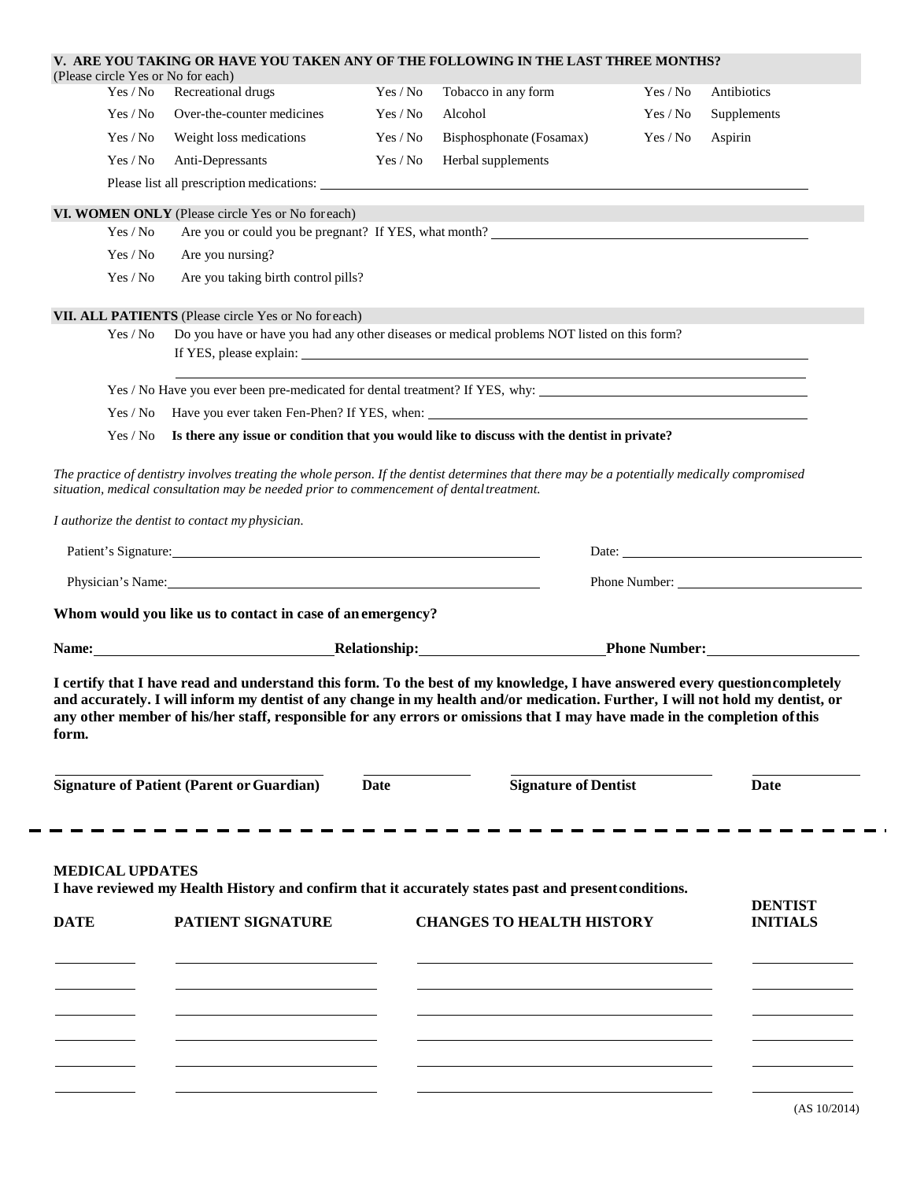## V. ARE YOU TAKING OR HAVE YOU TAKEN ANY OF THE FOLLOWING IN THE LAST THREE MONTHS?

(Please circle Yes or No for each)

| | | | | | |
|---|---|---|---|---|---|
| Yes / No | Recreational drugs | Yes / No | Tobacco in any form | Yes / No | Antibiotics |
| Yes / No | Over-the-counter medicines | Yes / No | Alcohol | Yes / No | Supplements |
| Yes / No | Weight loss medications | Yes / No | Bisphosphonate (Fosamax) | Yes / No | Aspirin |
| Yes / No | Anti-Depressants | Yes / No | Herbal supplements | | |

Please list all prescription medications: ______________________________

## VI. WOMEN ONLY (Please circle Yes or No for each)

Yes / No Are you or could you be pregnant? If YES, what month? ______________________________

Yes / No Are you nursing?

Yes / No Are you taking birth control pills?

## VII. ALL PATIENTS (Please circle Yes or No for each)

Yes / No Do you have or have you had any other diseases or medical problems NOT listed on this form?
If YES, please explain: ______________________________

______________________________

Yes / No Have you ever been pre-medicated for dental treatment? If YES, why: ______________________________

Yes / No Have you ever taken Fen-Phen? If YES, when: ______________________________

Yes / No **Is there any issue or condition that you would like to discuss with the dentist in private?**

*The practice of dentistry involves treating the whole person. If the dentist determines that there may be a potentially medically compromised situation, medical consultation may be needed prior to commencement of dental treatment.*

*I authorize the dentist to contact my physician.*

Patient's Signature: ______________________________ Date: ______________________________

Physician's Name: ______________________________ Phone Number: ______________________________

**Whom would you like us to contact in case of an emergency?**

**Name:** ______________________________ **Relationship:** ______________________________ **Phone Number:** ______________________________

**I certify that I have read and understand this form. To the best of my knowledge, I have answered every question completely and accurately. I will inform my dentist of any change in my health and/or medication. Further, I will not hold my dentist, or any other member of his/her staff, responsible for any errors or omissions that I may have made in the completion of this form.**

______________________________ ______________ ______________________________ ______________

**Signature of Patient (Parent or Guardian)** **Date** **Signature of Dentist** **Date**

---

**MEDICAL UPDATES**

**I have reviewed my Health History and confirm that it accurately states past and present conditions.**

| DATE | PATIENT SIGNATURE | CHANGES TO HEALTH HISTORY | DENTIST INITIALS |
|---|---|---|---|
| | | | |
| | | | |
| | | | |
| | | | |
| | | | |
| | | | |

(AS 10/2014)